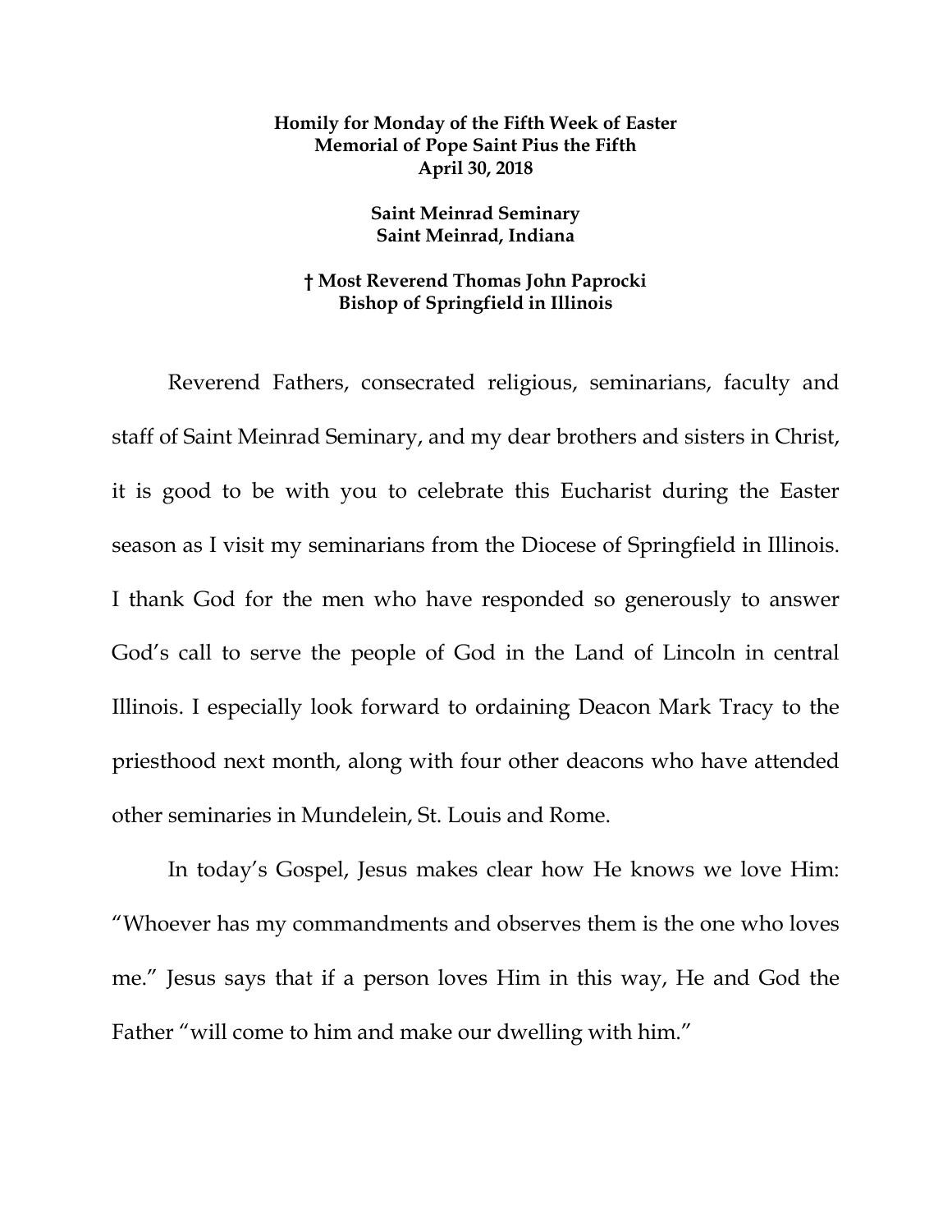**Homily for Monday of the Fifth Week of Easter**
**Memorial of Pope Saint Pius the Fifth**
**April 30, 2018**

**Saint Meinrad Seminary**
**Saint Meinrad, Indiana**

**† Most Reverend Thomas John Paprocki**
**Bishop of Springfield in Illinois**

Reverend Fathers, consecrated religious, seminarians, faculty and staff of Saint Meinrad Seminary, and my dear brothers and sisters in Christ, it is good to be with you to celebrate this Eucharist during the Easter season as I visit my seminarians from the Diocese of Springfield in Illinois. I thank God for the men who have responded so generously to answer God's call to serve the people of God in the Land of Lincoln in central Illinois. I especially look forward to ordaining Deacon Mark Tracy to the priesthood next month, along with four other deacons who have attended other seminaries in Mundelein, St. Louis and Rome.

In today's Gospel, Jesus makes clear how He knows we love Him: "Whoever has my commandments and observes them is the one who loves me." Jesus says that if a person loves Him in this way, He and God the Father "will come to him and make our dwelling with him."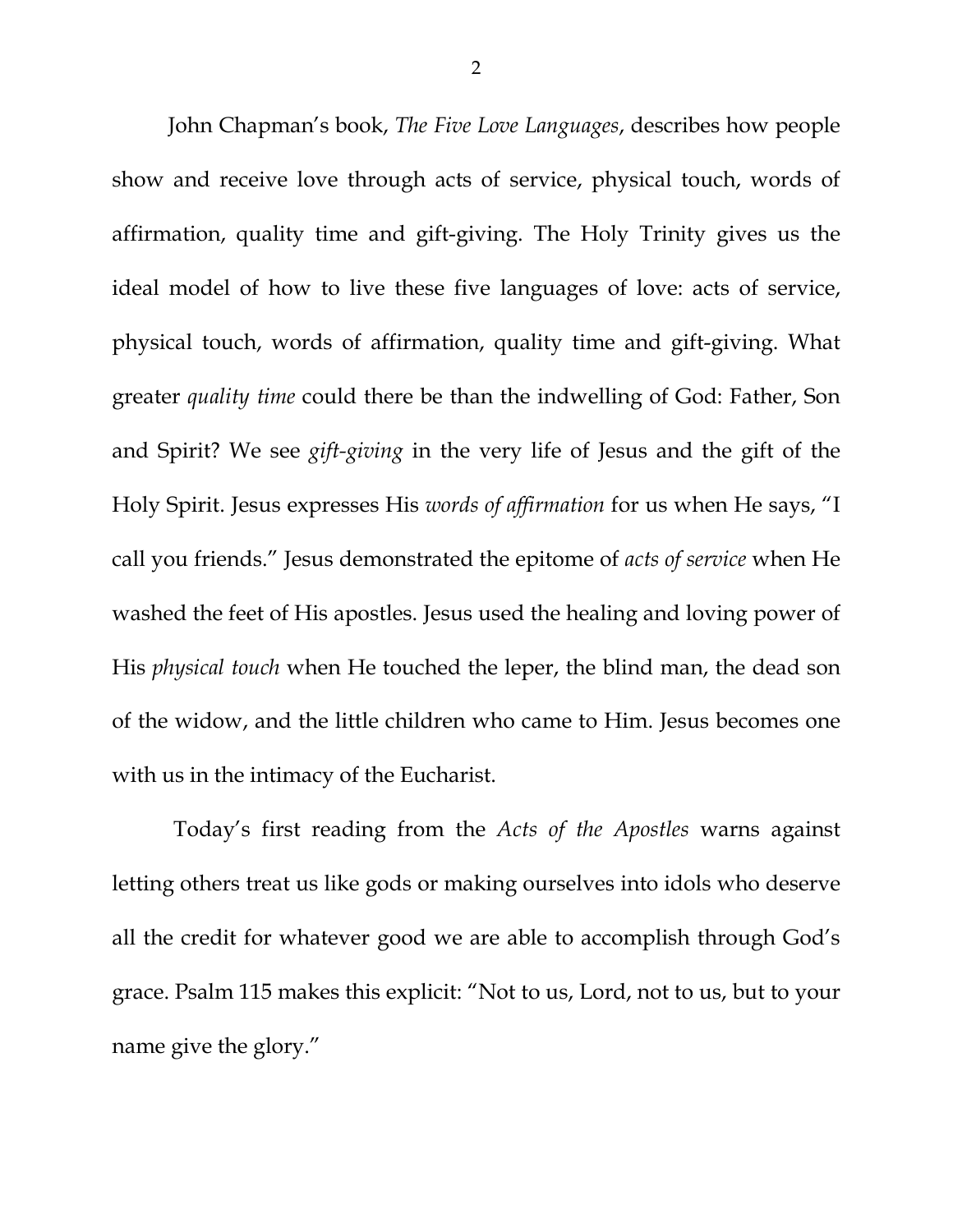John Chapman's book, *The Five Love Languages*, describes how people show and receive love through acts of service, physical touch, words of affirmation, quality time and gift-giving. The Holy Trinity gives us the ideal model of how to live these five languages of love: acts of service, physical touch, words of affirmation, quality time and gift-giving. What greater *quality time* could there be than the indwelling of God: Father, Son and Spirit? We see *gift-giving* in the very life of Jesus and the gift of the Holy Spirit. Jesus expresses His *words of affirmation* for us when He says, "I call you friends." Jesus demonstrated the epitome of *acts of service* when He washed the feet of His apostles. Jesus used the healing and loving power of His *physical touch* when He touched the leper, the blind man, the dead son of the widow, and the little children who came to Him. Jesus becomes one with us in the intimacy of the Eucharist.

Today's first reading from the *Acts of the Apostles* warns against letting others treat us like gods or making ourselves into idols who deserve all the credit for whatever good we are able to accomplish through God's grace. Psalm 115 makes this explicit: "Not to us, Lord, not to us, but to your name give the glory."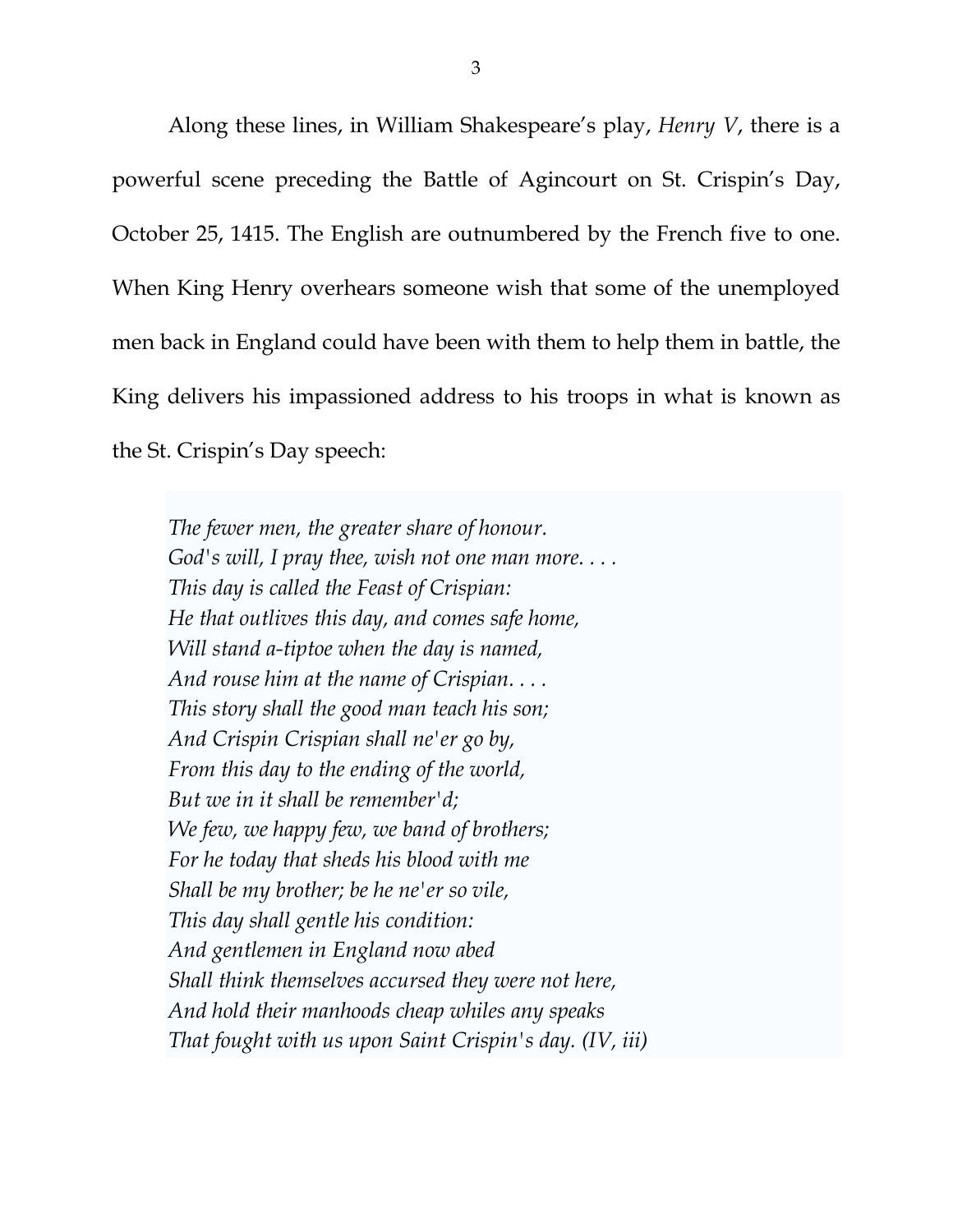Along these lines, in William Shakespeare's play, *Henry V*, there is a powerful scene preceding the Battle of Agincourt on St. Crispin's Day, October 25, 1415. The English are outnumbered by the French five to one. When King Henry overhears someone wish that some of the unemployed men back in England could have been with them to help them in battle, the King delivers his impassioned address to his troops in what is known as the St. Crispin's Day speech:

> *The fewer men, the greater share of honour.*
> *God's will, I pray thee, wish not one man more. . . .*
> *This day is called the Feast of Crispian:*
> *He that outlives this day, and comes safe home,*
> *Will stand a-tiptoe when the day is named,*
> *And rouse him at the name of Crispian. . . .*
> *This story shall the good man teach his son;*
> *And Crispin Crispian shall ne'er go by,*
> *From this day to the ending of the world,*
> *But we in it shall be remember'd;*
> *We few, we happy few, we band of brothers;*
> *For he today that sheds his blood with me*
> *Shall be my brother; be he ne'er so vile,*
> *This day shall gentle his condition:*
> *And gentlemen in England now abed*
> *Shall think themselves accursed they were not here,*
> *And hold their manhoods cheap whiles any speaks*
> *That fought with us upon Saint Crispin's day. (IV, iii)*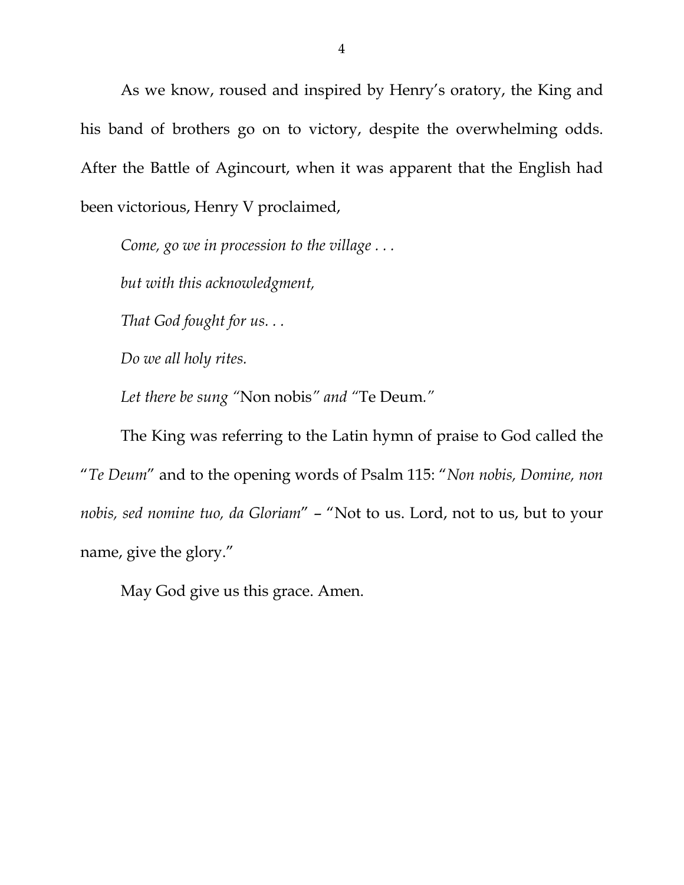As we know, roused and inspired by Henry's oratory, the King and his band of brothers go on to victory, despite the overwhelming odds. After the Battle of Agincourt, when it was apparent that the English had been victorious, Henry V proclaimed,

> *Come, go we in procession to the village . . .*
>
> *but with this acknowledgment,*
>
> *That God fought for us. . .*
>
> *Do we all holy rites.*
>
> *Let there be sung "*Non nobis*" and "*Te Deum.*"*

The King was referring to the Latin hymn of praise to God called the "*Te Deum*" and to the opening words of Psalm 115: "*Non nobis, Domine, non nobis, sed nomine tuo, da Gloriam*" – "Not to us. Lord, not to us, but to your name, give the glory."

May God give us this grace. Amen.